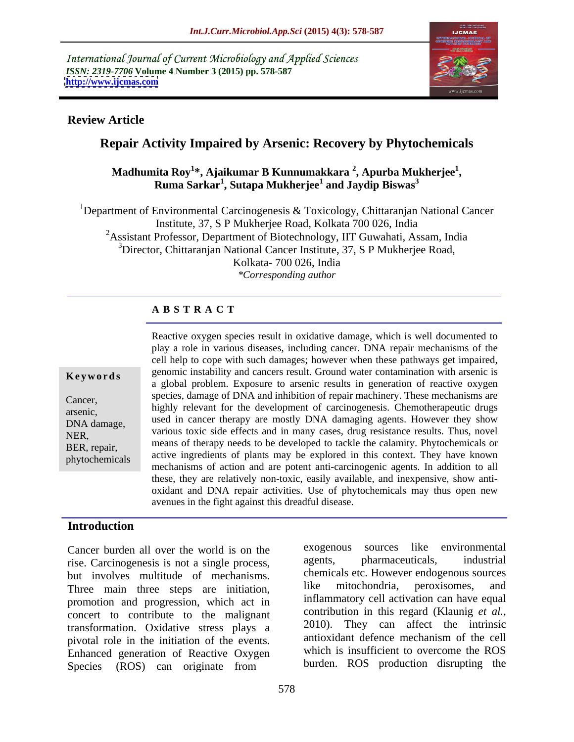International Journal of Current Microbiology and Applied Sciences
*ISSN: 2319-7706* **Volume 4 Number 3 (2015) pp. 578-587**
**http://www.ijcmas.com**

**Review Article**

# Repair Activity Impaired by Arsenic: Recovery by Phytochemicals

**Madhumita Roy[1]*, Ajaikumar B Kunnumakkara [2], Apurba Mukherjee[1], Ruma Sarkar[1], Sutapa Mukherjee[1] and Jaydip Biswas[3]**

[1]Department of Environmental Carcinogenesis & Toxicology, Chittaranjan National Cancer Institute, 37, S P Mukherjee Road, Kolkata 700 026, India
[2]Assistant Professor, Department of Biotechnology, IIT Guwahati, Assam, India
[3]Director, Chittaranjan National Cancer Institute, 37, S P Mukherjee Road, Kolkata- 700 026, India
*\*Corresponding author*

## A B S T R A C T

**Keywords**

Cancer, arsenic, DNA damage, NER, BER, repair, phytochemicals

Reactive oxygen species result in oxidative damage, which is well documented to play a role in various diseases, including cancer. DNA repair mechanisms of the cell help to cope with such damages; however when these pathways get impaired, genomic instability and cancers result. Ground water contamination with arsenic is a global problem. Exposure to arsenic results in generation of reactive oxygen species, damage of DNA and inhibition of repair machinery. These mechanisms are highly relevant for the development of carcinogenesis. Chemotherapeutic drugs used in cancer therapy are mostly DNA damaging agents. However they show various toxic side effects and in many cases, drug resistance results. Thus, novel means of therapy needs to be developed to tackle the calamity. Phytochemicals or active ingredients of plants may be explored in this context. They have known mechanisms of action and are potent anti-carcinogenic agents. In addition to all these, they are relatively non-toxic, easily available, and inexpensive, show anti-oxidant and DNA repair activities. Use of phytochemicals may thus open new avenues in the fight against this dreadful disease.

## Introduction

Cancer burden all over the world is on the rise. Carcinogenesis is not a single process, but involves multitude of mechanisms. Three main three steps are initiation, promotion and progression, which act in concert to contribute to the malignant transformation. Oxidative stress plays a pivotal role in the initiation of the events. Enhanced generation of Reactive Oxygen Species (ROS) can originate from exogenous sources like environmental agents, pharmaceuticals, industrial chemicals etc. However endogenous sources like mitochondria, peroxisomes, and inflammatory cell activation can have equal contribution in this regard (Klaunig *et al.,* 2010). They can affect the intrinsic antioxidant defence mechanism of the cell which is insufficient to overcome the ROS burden. ROS production disrupting the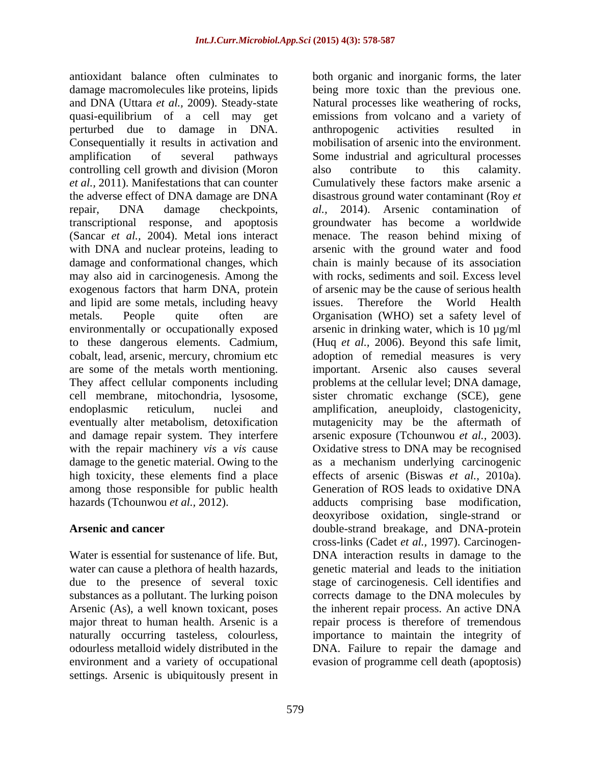antioxidant balance often culminates to damage macromolecules like proteins, lipids and DNA (Uttara *et al.,* 2009). Steady-state quasi-equilibrium of a cell may get perturbed due to damage in DNA. Consequentially it results in activation and amplification of several pathways controlling cell growth and division (Moron *et al.,* 2011). Manifestations that can counter the adverse effect of DNA damage are DNA repair, DNA damage checkpoints, transcriptional response, and apoptosis (Sancar *et al.,* 2004). Metal ions interact with DNA and nuclear proteins, leading to damage and conformational changes, which may also aid in carcinogenesis. Among the exogenous factors that harm DNA, protein and lipid are some metals, including heavy metals. People quite often are environmentally or occupationally exposed to these dangerous elements. Cadmium, cobalt, lead, arsenic, mercury, chromium etc are some of the metals worth mentioning. They affect cellular components including cell membrane, mitochondria, lysosome, endoplasmic reticulum, nuclei and eventually alter metabolism, detoxification and damage repair system. They interfere with the repair machinery *vis* a *vis* cause damage to the genetic material. Owing to the high toxicity, these elements find a place among those responsible for public health hazards (Tchounwou *et al.,* 2012).

## Arsenic and cancer

Water is essential for sustenance of life. But, water can cause a plethora of health hazards, due to the presence of several toxic substances as a pollutant. The lurking poison Arsenic (As), a well known toxicant, poses major threat to human health. Arsenic is a naturally occurring tasteless, colourless, odourless metalloid widely distributed in the environment and a variety of occupational settings. Arsenic is ubiquitously present in both organic and inorganic forms, the later being more toxic than the previous one. Natural processes like weathering of rocks, emissions from volcano and a variety of anthropogenic activities resulted in mobilisation of arsenic into the environment. Some industrial and agricultural processes also contribute to this calamity. Cumulatively these factors make arsenic a disastrous ground water contaminant (Roy *et al.,* 2014). Arsenic contamination of groundwater has become a worldwide menace. The reason behind mixing of arsenic with the ground water and food chain is mainly because of its association with rocks, sediments and soil. Excess level of arsenic may be the cause of serious health issues. Therefore the World Health Organisation (WHO) set a safety level of arsenic in drinking water, which is 10 µg/ml (Huq *et al.,* 2006). Beyond this safe limit, adoption of remedial measures is very important. Arsenic also causes several problems at the cellular level; DNA damage, sister chromatic exchange (SCE), gene amplification, aneuploidy, clastogenicity, mutagenicity may be the aftermath of arsenic exposure (Tchounwou *et al.,* 2003). Oxidative stress to DNA may be recognised as a mechanism underlying carcinogenic effects of arsenic (Biswas *et al.,* 2010a). Generation of ROS leads to oxidative DNA adducts comprising base modification, deoxyribose oxidation, single-strand or double-strand breakage, and DNA-protein cross-links (Cadet *et al.,* 1997). Carcinogen-DNA interaction results in damage to the genetic material and leads to the initiation stage of carcinogenesis. Cell identifies and corrects damage to the DNA molecules by the inherent repair process. An active DNA repair process is therefore of tremendous importance to maintain the integrity of DNA. Failure to repair the damage and evasion of programme cell death (apoptosis)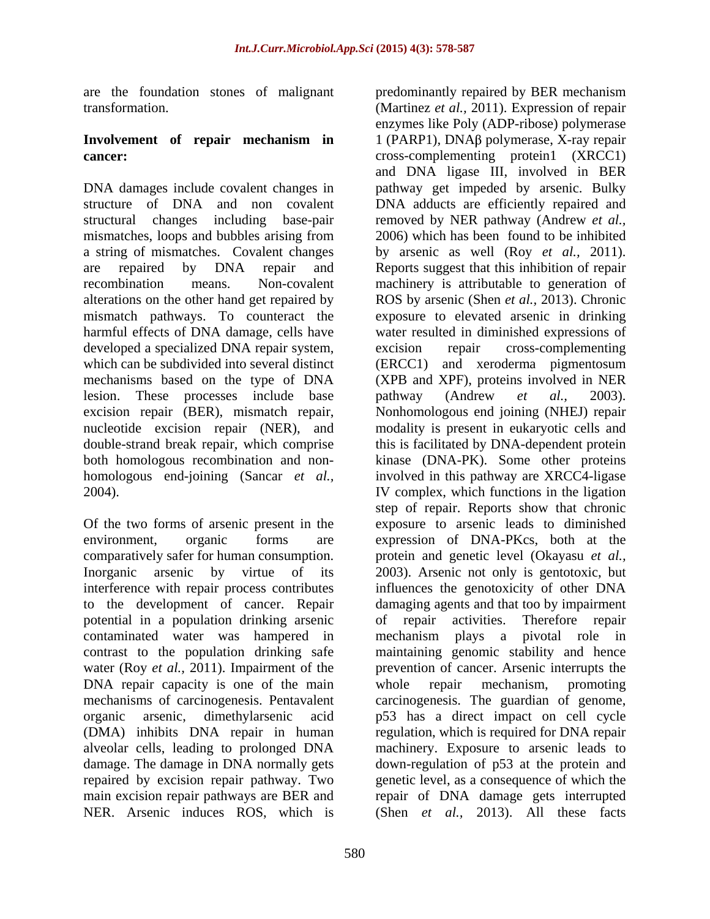are the foundation stones of malignant transformation.

**Involvement of repair mechanism in cancer:**

DNA damages include covalent changes in structure of DNA and non covalent structural changes including base-pair mismatches, loops and bubbles arising from a string of mismatches. Covalent changes are repaired by DNA repair and recombination means. Non-covalent alterations on the other hand get repaired by mismatch pathways. To counteract the harmful effects of DNA damage, cells have developed a specialized DNA repair system, which can be subdivided into several distinct mechanisms based on the type of DNA lesion. These processes include base excision repair (BER), mismatch repair, nucleotide excision repair (NER), and double-strand break repair, which comprise both homologous recombination and non-homologous end-joining (Sancar *et al.,* 2004).

Of the two forms of arsenic present in the environment, organic forms are comparatively safer for human consumption. Inorganic arsenic by virtue of its interference with repair process contributes to the development of cancer. Repair potential in a population drinking arsenic contaminated water was hampered in contrast to the population drinking safe water (Roy *et al.,* 2011). Impairment of the DNA repair capacity is one of the main mechanisms of carcinogenesis. Pentavalent organic arsenic, dimethylarsenic acid (DMA) inhibits DNA repair in human alveolar cells, leading to prolonged DNA damage. The damage in DNA normally gets repaired by excision repair pathway. Two main excision repair pathways are BER and NER. Arsenic induces ROS, which is predominantly repaired by BER mechanism (Martinez *et al.,* 2011). Expression of repair enzymes like Poly (ADP-ribose) polymerase 1 (PARP1), DNAβ polymerase, X-ray repair cross-complementing protein1 (XRCC1) and DNA ligase III, involved in BER pathway get impeded by arsenic. Bulky DNA adducts are efficiently repaired and removed by NER pathway (Andrew *et al.,* 2006) which has been found to be inhibited by arsenic as well (Roy *et al.,* 2011). Reports suggest that this inhibition of repair machinery is attributable to generation of ROS by arsenic (Shen *et al.,* 2013). Chronic exposure to elevated arsenic in drinking water resulted in diminished expressions of excision repair cross-complementing (ERCC1) and xeroderma pigmentosum (XPB and XPF), proteins involved in NER pathway (Andrew *et al.,* 2003). Nonhomologous end joining (NHEJ) repair modality is present in eukaryotic cells and this is facilitated by DNA-dependent protein kinase (DNA-PK). Some other proteins involved in this pathway are XRCC4-ligase IV complex, which functions in the ligation step of repair. Reports show that chronic exposure to arsenic leads to diminished expression of DNA-PKcs, both at the protein and genetic level (Okayasu *et al.,* 2003). Arsenic not only is gentotoxic, but influences the genotoxicity of other DNA damaging agents and that too by impairment of repair activities. Therefore repair mechanism plays a pivotal role in maintaining genomic stability and hence prevention of cancer. Arsenic interrupts the whole repair mechanism, promoting carcinogenesis. The guardian of genome, p53 has a direct impact on cell cycle regulation, which is required for DNA repair machinery. Exposure to arsenic leads to down-regulation of p53 at the protein and genetic level, as a consequence of which the repair of DNA damage gets interrupted (Shen *et al.,* 2013). All these facts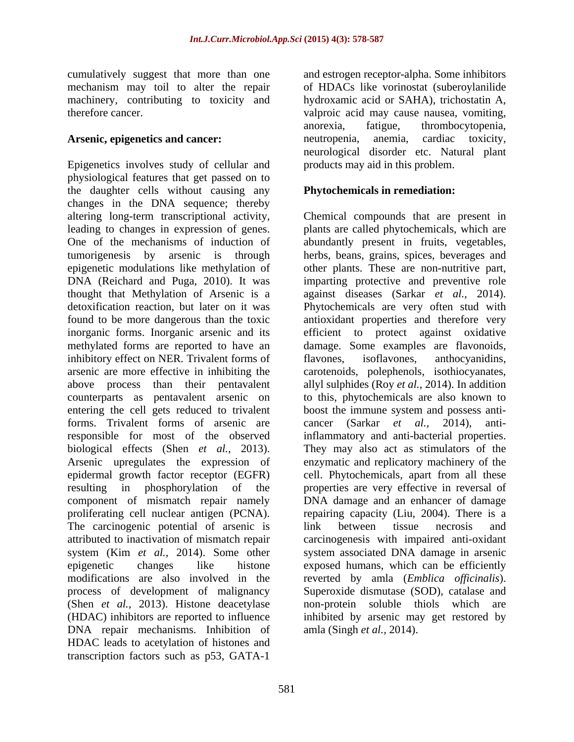cumulatively suggest that more than one mechanism may toil to alter the repair machinery, contributing to toxicity and therefore cancer.

## Arsenic, epigenetics and cancer:

Epigenetics involves study of cellular and physiological features that get passed on to the daughter cells without causing any changes in the DNA sequence; thereby altering long-term transcriptional activity, leading to changes in expression of genes. One of the mechanisms of induction of tumorigenesis by arsenic is through epigenetic modulations like methylation of DNA (Reichard and Puga, 2010). It was thought that Methylation of Arsenic is a detoxification reaction, but later on it was found to be more dangerous than the toxic inorganic forms. Inorganic arsenic and its methylated forms are reported to have an inhibitory effect on NER. Trivalent forms of arsenic are more effective in inhibiting the above process than their pentavalent counterparts as pentavalent arsenic on entering the cell gets reduced to trivalent forms. Trivalent forms of arsenic are responsible for most of the observed biological effects (Shen *et al.,* 2013). Arsenic upregulates the expression of epidermal growth factor receptor (EGFR) resulting in phosphorylation of the component of mismatch repair namely proliferating cell nuclear antigen (PCNA). The carcinogenic potential of arsenic is attributed to inactivation of mismatch repair system (Kim *et al.,* 2014). Some other epigenetic changes like histone modifications are also involved in the process of development of malignancy (Shen *et al.,* 2013). Histone deacetylase (HDAC) inhibitors are reported to influence DNA repair mechanisms. Inhibition of HDAC leads to acetylation of histones and transcription factors such as p53, GATA-1 and estrogen receptor-alpha. Some inhibitors of HDACs like vorinostat (suberoylanilide hydroxamic acid or SAHA), trichostatin A, valproic acid may cause nausea, vomiting, anorexia, fatigue, thrombocytopenia, neutropenia, anemia, cardiac toxicity, neurological disorder etc. Natural plant products may aid in this problem.

## Phytochemicals in remediation:

Chemical compounds that are present in plants are called phytochemicals, which are abundantly present in fruits, vegetables, herbs, beans, grains, spices, beverages and other plants. These are non-nutritive part, imparting protective and preventive role against diseases (Sarkar *et al.,* 2014). Phytochemicals are very often stud with antioxidant properties and therefore very efficient to protect against oxidative damage. Some examples are flavonoids, flavones, isoflavones, anthocyanidins, carotenoids, polephenols, isothiocyanates, allyl sulphides (Roy *et al.,* 2014). In addition to this, phytochemicals are also known to boost the immune system and possess anti-cancer (Sarkar *et al.,* 2014), anti-inflammatory and anti-bacterial properties. They may also act as stimulators of the enzymatic and replicatory machinery of the cell. Phytochemicals, apart from all these properties are very effective in reversal of DNA damage and an enhancer of damage repairing capacity (Liu, 2004). There is a link between tissue necrosis and carcinogenesis with impaired anti-oxidant system associated DNA damage in arsenic exposed humans, which can be efficiently reverted by amla (*Emblica officinalis*). Superoxide dismutase (SOD), catalase and non-protein soluble thiols which are inhibited by arsenic may get restored by amla (Singh *et al.,* 2014).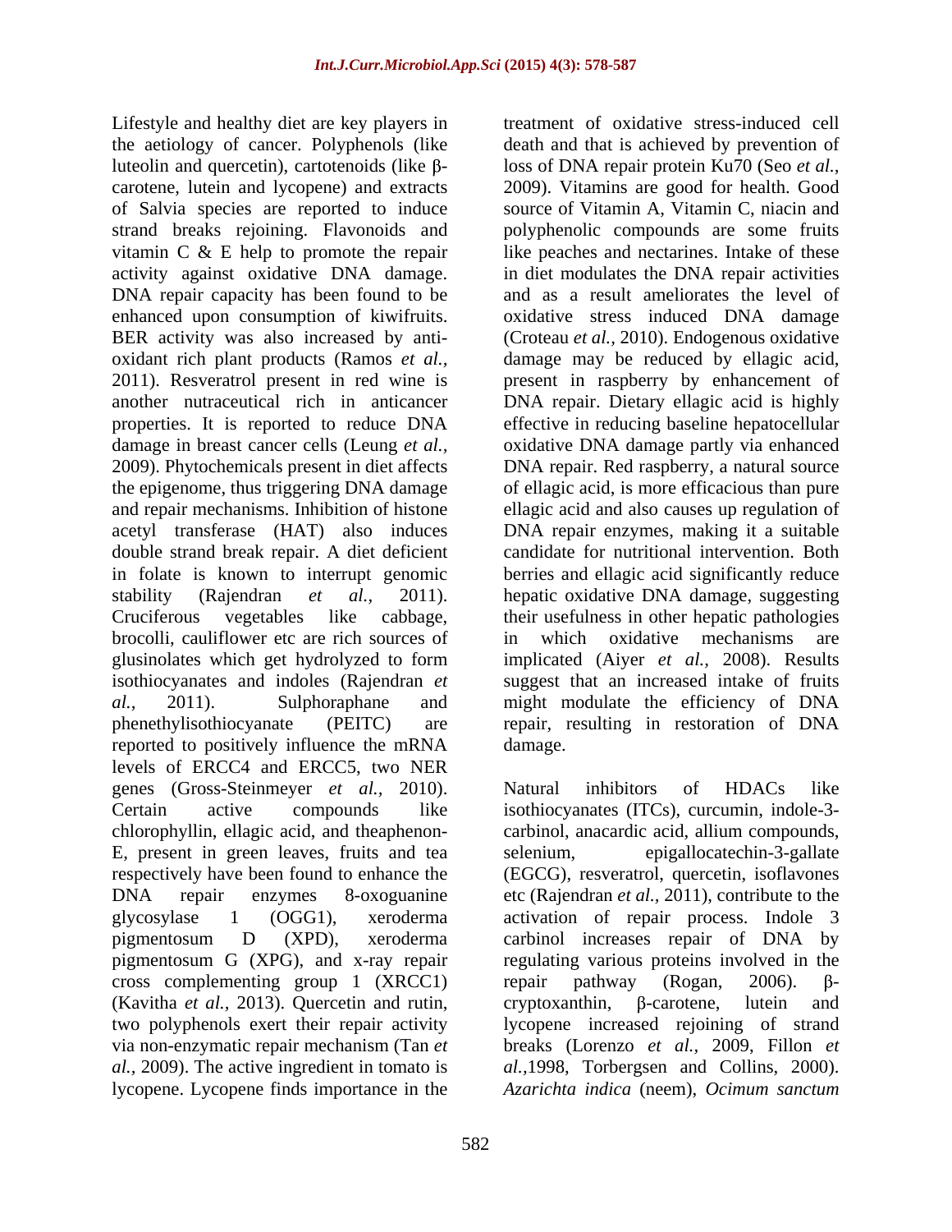Lifestyle and healthy diet are key players in the aetiology of cancer. Polyphenols (like luteolin and quercetin), cartotenoids (like β-carotene, lutein and lycopene) and extracts of Salvia species are reported to induce strand breaks rejoining. Flavonoids and vitamin C & E help to promote the repair activity against oxidative DNA damage. DNA repair capacity has been found to be enhanced upon consumption of kiwifruits. BER activity was also increased by anti-oxidant rich plant products (Ramos *et al.,* 2011). Resveratrol present in red wine is another nutraceutical rich in anticancer properties. It is reported to reduce DNA damage in breast cancer cells (Leung *et al.,* 2009). Phytochemicals present in diet affects the epigenome, thus triggering DNA damage and repair mechanisms. Inhibition of histone acetyl transferase (HAT) also induces double strand break repair. A diet deficient in folate is known to interrupt genomic stability (Rajendran *et al.,* 2011). Cruciferous vegetables like cabbage, brocolli, cauliflower etc are rich sources of glusinolates which get hydrolyzed to form isothiocyanates and indoles (Rajendran *et al.,* 2011). Sulphoraphane and phenethylisothiocyanate (PEITC) are reported to positively influence the mRNA levels of ERCC4 and ERCC5, two NER genes (Gross-Steinmeyer *et al.,* 2010). Certain active compounds like chlorophyllin, ellagic acid, and theaphenon-E, present in green leaves, fruits and tea respectively have been found to enhance the DNA repair enzymes 8-oxoguanine glycosylase 1 (OGG1), xeroderma pigmentosum D (XPD), xeroderma pigmentosum G (XPG), and x-ray repair cross complementing group 1 (XRCC1) (Kavitha *et al.,* 2013). Quercetin and rutin, two polyphenols exert their repair activity via non-enzymatic repair mechanism (Tan *et al.,* 2009). The active ingredient in tomato is lycopene. Lycopene finds importance in the treatment of oxidative stress-induced cell death and that is achieved by prevention of loss of DNA repair protein Ku70 (Seo *et al.,* 2009). Vitamins are good for health. Good source of Vitamin A, Vitamin C, niacin and polyphenolic compounds are some fruits like peaches and nectarines. Intake of these in diet modulates the DNA repair activities and as a result ameliorates the level of oxidative stress induced DNA damage (Croteau *et al.,* 2010). Endogenous oxidative damage may be reduced by ellagic acid, present in raspberry by enhancement of DNA repair. Dietary ellagic acid is highly effective in reducing baseline hepatocellular oxidative DNA damage partly via enhanced DNA repair. Red raspberry, a natural source of ellagic acid, is more efficacious than pure ellagic acid and also causes up regulation of DNA repair enzymes, making it a suitable candidate for nutritional intervention. Both berries and ellagic acid significantly reduce hepatic oxidative DNA damage, suggesting their usefulness in other hepatic pathologies in which oxidative mechanisms are implicated (Aiyer *et al.,* 2008). Results suggest that an increased intake of fruits might modulate the efficiency of DNA repair, resulting in restoration of DNA damage.

Natural inhibitors of HDACs like isothiocyanates (ITCs), curcumin, indole-3-carbinol, anacardic acid, allium compounds, selenium, epigallocatechin-3-gallate (EGCG), resveratrol, quercetin, isoflavones etc (Rajendran *et al.,* 2011), contribute to the activation of repair process. Indole 3 carbinol increases repair of DNA by regulating various proteins involved in the repair pathway (Rogan, 2006). β-cryptoxanthin, β-carotene, lutein and lycopene increased rejoining of strand breaks (Lorenzo *et al.,* 2009, Fillon *et al.,*1998, Torbergsen and Collins, 2000). *Azarichta indica* (neem), *Ocimum sanctum*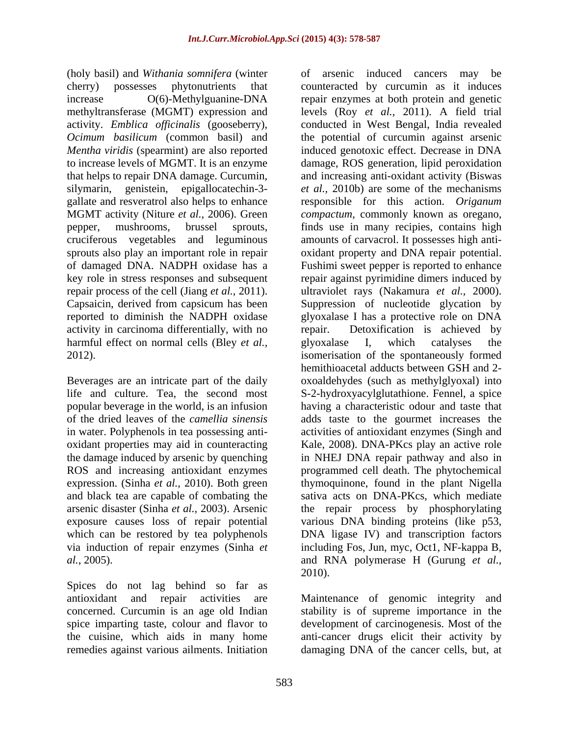(holy basil) and *Withania somnifera* (winter cherry) possesses phytonutrients that increase O(6)-Methylguanine-DNA methyltransferase (MGMT) expression and activity. *Emblica officinalis* (gooseberry), *Ocimum basilicum* (common basil) and *Mentha viridis* (spearmint) are also reported to increase levels of MGMT. It is an enzyme that helps to repair DNA damage. Curcumin, silymarin, genistein, epigallocatechin-3-gallate and resveratrol also helps to enhance MGMT activity (Niture *et al.,* 2006). Green pepper, mushrooms, brussel sprouts, cruciferous vegetables and leguminous sprouts also play an important role in repair of damaged DNA. NADPH oxidase has a key role in stress responses and subsequent repair process of the cell (Jiang *et al.,* 2011). Capsaicin, derived from capsicum has been reported to diminish the NADPH oxidase activity in carcinoma differentially, with no harmful effect on normal cells (Bley *et al.,* 2012).

Beverages are an intricate part of the daily life and culture. Tea, the second most popular beverage in the world, is an infusion of the dried leaves of the *camellia sinensis* in water. Polyphenols in tea possessing anti-oxidant properties may aid in counteracting the damage induced by arsenic by quenching ROS and increasing antioxidant enzymes expression. (Sinha *et al.,* 2010). Both green and black tea are capable of combating the arsenic disaster (Sinha *et al.,* 2003). Arsenic exposure causes loss of repair potential which can be restored by tea polyphenols via induction of repair enzymes (Sinha *et al.,* 2005).

Spices do not lag behind so far as antioxidant and repair activities are concerned. Curcumin is an age old Indian spice imparting taste, colour and flavor to the cuisine, which aids in many home remedies against various ailments. Initiation of arsenic induced cancers may be counteracted by curcumin as it induces repair enzymes at both protein and genetic levels (Roy *et al.,* 2011). A field trial conducted in West Bengal, India revealed the potential of curcumin against arsenic induced genotoxic effect. Decrease in DNA damage, ROS generation, lipid peroxidation and increasing anti-oxidant activity (Biswas *et al.,* 2010b) are some of the mechanisms responsible for this action. *Origanum compactum*, commonly known as oregano, finds use in many recipies, contains high amounts of carvacrol. It possesses high anti-oxidant property and DNA repair potential. Fushimi sweet pepper is reported to enhance repair against pyrimidine dimers induced by ultraviolet rays (Nakamura *et al.,* 2000). Suppression of nucleotide glycation by glyoxalase I has a protective role on DNA repair. Detoxification is achieved by glyoxalase I, which catalyses the isomerisation of the spontaneously formed hemithioacetal adducts between GSH and 2-oxoaldehydes (such as methylglyoxal) into S-2-hydroxyacylglutathione. Fennel, a spice having a characteristic odour and taste that adds taste to the gourmet increases the activities of antioxidant enzymes (Singh and Kale, 2008). DNA-PKcs play an active role in NHEJ DNA repair pathway and also in programmed cell death. The phytochemical thymoquinone, found in the plant Nigella sativa acts on DNA-PKcs, which mediate the repair process by phosphorylating various DNA binding proteins (like p53, DNA ligase IV) and transcription factors including Fos, Jun, myc, Oct1, NF-kappa B, and RNA polymerase H (Gurung *et al.,* 2010).

Maintenance of genomic integrity and stability is of supreme importance in the development of carcinogenesis. Most of the anti-cancer drugs elicit their activity by damaging DNA of the cancer cells, but, at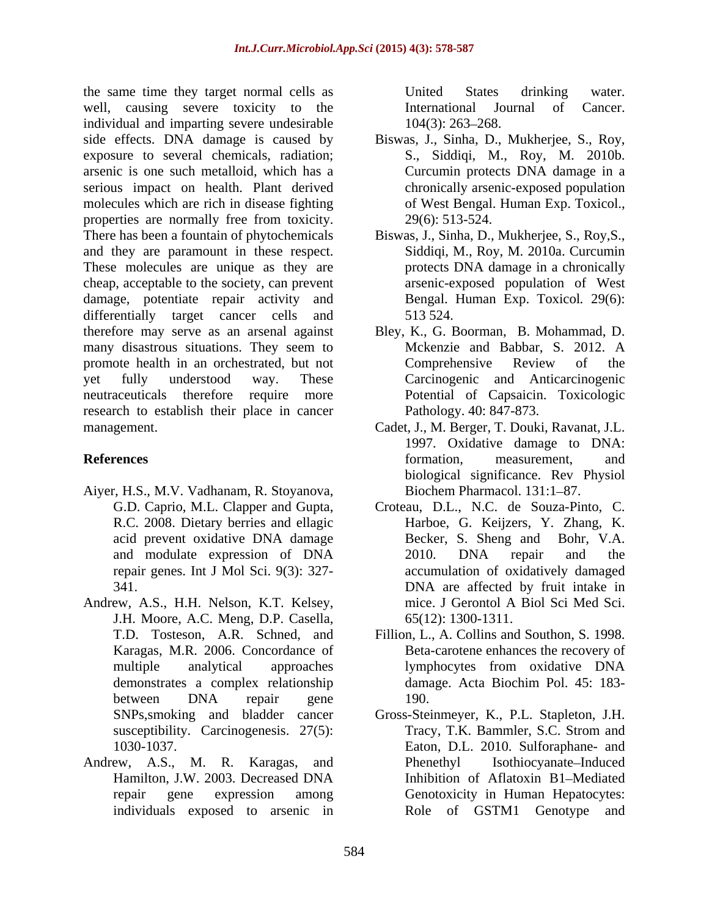the same time they target normal cells as well, causing severe toxicity to the individual and imparting severe undesirable side effects. DNA damage is caused by exposure to several chemicals, radiation; arsenic is one such metalloid, which has a serious impact on health. Plant derived molecules which are rich in disease fighting properties are normally free from toxicity. There has been a fountain of phytochemicals and they are paramount in these respect. These molecules are unique as they are cheap, acceptable to the society, can prevent damage, potentiate repair activity and differentially target cancer cells and therefore may serve as an arsenal against many disastrous situations. They seem to promote health in an orchestrated, but not yet fully understood way. These neutraceuticals therefore require more research to establish their place in cancer management.

## References

Aiyer, H.S., M.V. Vadhanam, R. Stoyanova, G.D. Caprio, M.L. Clapper and Gupta, R.C. 2008. Dietary berries and ellagic acid prevent oxidative DNA damage and modulate expression of DNA repair genes. Int J Mol Sci. 9(3): 327-341.

Andrew, A.S., H.H. Nelson, K.T. Kelsey, J.H. Moore, A.C. Meng, D.P. Casella, T.D. Tosteson, A.R. Schned, and Karagas, M.R. 2006. Concordance of multiple analytical approaches demonstrates a complex relationship between DNA repair gene SNPs,smoking and bladder cancer susceptibility. Carcinogenesis. 27(5): 1030-1037.

Andrew, A.S., M. R. Karagas, and Hamilton, J.W. 2003. Decreased DNA repair gene expression among individuals exposed to arsenic in United States drinking water. International Journal of Cancer. 104(3): 263–268.

Biswas, J., Sinha, D., Mukherjee, S., Roy, S., Siddiqi, M., Roy, M. 2010b. Curcumin protects DNA damage in a chronically arsenic-exposed population of West Bengal. Human Exp. Toxicol., 29(6): 513-524.

Biswas, J., Sinha, D., Mukherjee, S., Roy,S., Siddiqi, M., Roy, M. 2010a. Curcumin protects DNA damage in a chronically arsenic-exposed population of West Bengal. Human Exp. Toxicol*.* 29(6): 513 524.

Bley, K., G. Boorman, B. Mohammad, D. Mckenzie and Babbar, S. 2012. A Comprehensive Review of the Carcinogenic and Anticarcinogenic Potential of Capsaicin. Toxicologic Pathology. 40: 847-873.

Cadet, J., M. Berger, T. Douki, Ravanat, J.L. 1997. Oxidative damage to DNA: formation, measurement, and biological significance. Rev Physiol Biochem Pharmacol. 131:1–87.

Croteau, D.L., N.C. de Souza-Pinto, C. Harboe, G. Keijzers, Y. Zhang, K. Becker, S. Sheng and Bohr, V.A. 2010. DNA repair and the accumulation of oxidatively damaged DNA are affected by fruit intake in mice. J Gerontol A Biol Sci Med Sci. 65(12): 1300-1311.

Fillion, L., A. Collins and Southon, S. 1998. Beta-carotene enhances the recovery of lymphocytes from oxidative DNA damage. Acta Biochim Pol. 45: 183-190.

Gross-Steinmeyer, K., P.L. Stapleton, J.H. Tracy, T.K. Bammler, S.C. Strom and Eaton, D.L. 2010. Sulforaphane- and Phenethyl Isothiocyanate–Induced Inhibition of Aflatoxin B1–Mediated Genotoxicity in Human Hepatocytes: Role of GSTM1 Genotype and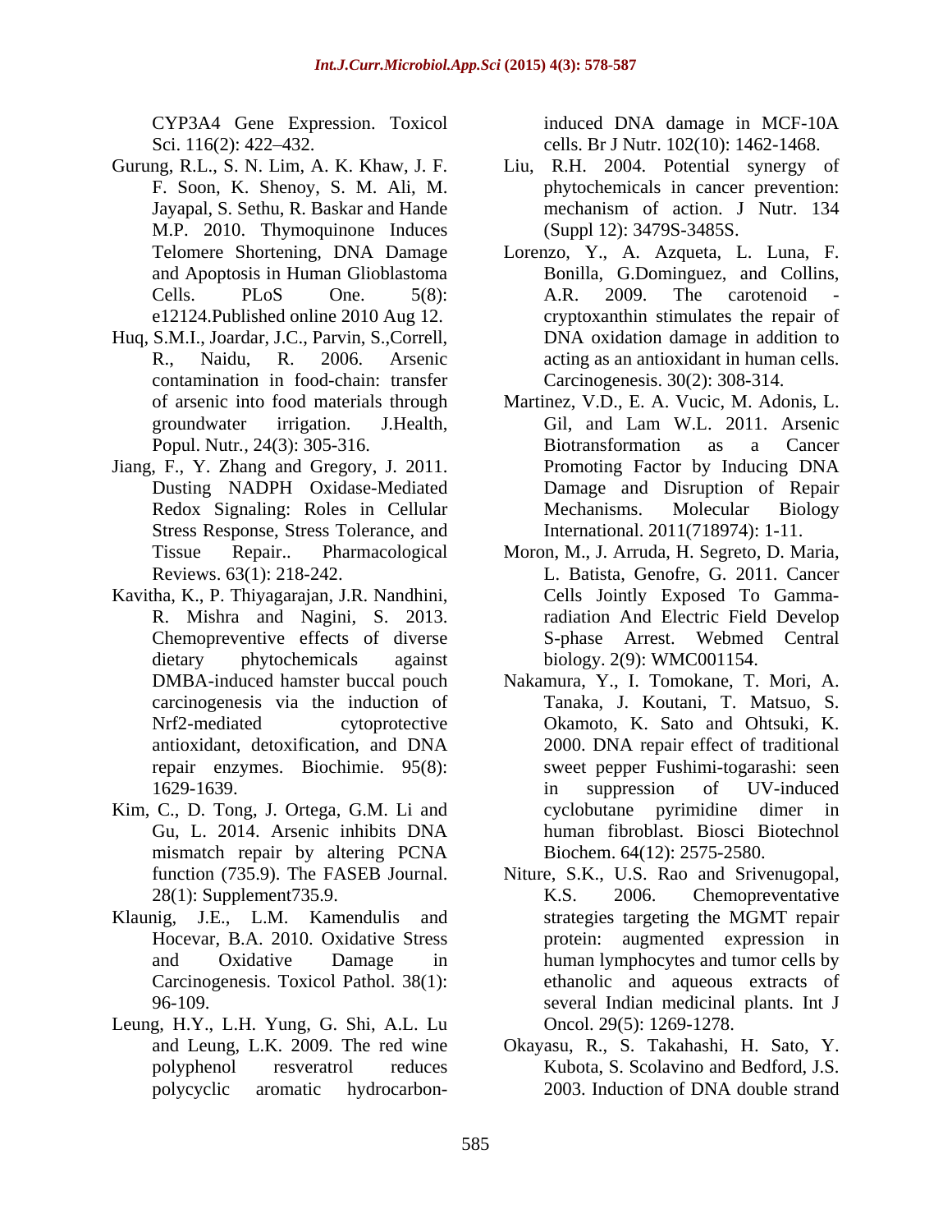CYP3A4 Gene Expression. Toxicol Sci. 116(2): 422–432.

Gurung, R.L., S. N. Lim, A. K. Khaw, J. F. F. Soon, K. Shenoy, S. M. Ali, M. Jayapal, S. Sethu, R. Baskar and Hande M.P. 2010. Thymoquinone Induces Telomere Shortening, DNA Damage and Apoptosis in Human Glioblastoma Cells. PLoS One. 5(8): e12124.Published online 2010 Aug 12.

Huq, S.M.I., Joardar, J.C., Parvin, S.,Correll, R., Naidu, R. 2006. Arsenic contamination in food-chain: transfer of arsenic into food materials through groundwater irrigation. J.Health, Popul. Nutr., 24(3): 305-316.

Jiang, F., Y. Zhang and Gregory, J. 2011. Dusting NADPH Oxidase-Mediated Redox Signaling: Roles in Cellular Stress Response, Stress Tolerance, and Tissue Repair.. Pharmacological Reviews. 63(1): 218-242.

Kavitha, K., P. Thiyagarajan, J.R. Nandhini, R. Mishra and Nagini, S. 2013. Chemopreventive effects of diverse dietary phytochemicals against DMBA-induced hamster buccal pouch carcinogenesis via the induction of Nrf2-mediated cytoprotective antioxidant, detoxification, and DNA repair enzymes. Biochimie. 95(8): 1629-1639.

Kim, C., D. Tong, J. Ortega, G.M. Li and Gu, L. 2014. Arsenic inhibits DNA mismatch repair by altering PCNA function (735.9). The FASEB Journal. 28(1): Supplement735.9.

Klaunig, J.E., L.M. Kamendulis and Hocevar, B.A. 2010. Oxidative Stress and Oxidative Damage in Carcinogenesis. Toxicol Pathol. 38(1): 96-109.

Leung, H.Y., L.H. Yung, G. Shi, A.L. Lu and Leung, L.K. 2009. The red wine polyphenol resveratrol reduces polycyclic aromatic hydrocarbon-induced DNA damage in MCF-10A cells. Br J Nutr. 102(10): 1462-1468.

Liu, R.H. 2004. Potential synergy of phytochemicals in cancer prevention: mechanism of action. J Nutr. 134 (Suppl 12): 3479S-3485S.

Lorenzo, Y., A. Azqueta, L. Luna, F. Bonilla, G.Dominguez, and Collins, A.R. 2009. The carotenoid - cryptoxanthin stimulates the repair of DNA oxidation damage in addition to acting as an antioxidant in human cells. Carcinogenesis. 30(2): 308-314.

Martinez, V.D., E. A. Vucic, M. Adonis, L. Gil, and Lam W.L. 2011. Arsenic Biotransformation as a Cancer Promoting Factor by Inducing DNA Damage and Disruption of Repair Mechanisms. Molecular Biology International. 2011(718974): 1-11.

Moron, M., J. Arruda, H. Segreto, D. Maria, L. Batista, Genofre, G. 2011. Cancer Cells Jointly Exposed To Gamma-radiation And Electric Field Develop S-phase Arrest. Webmed Central biology. 2(9): WMC001154.

Nakamura, Y., I. Tomokane, T. Mori, A. Tanaka, J. Koutani, T. Matsuo, S. Okamoto, K. Sato and Ohtsuki, K. 2000. DNA repair effect of traditional sweet pepper Fushimi-togarashi: seen in suppression of UV-induced cyclobutane pyrimidine dimer in human fibroblast. Biosci Biotechnol Biochem. 64(12): 2575-2580.

Niture, S.K., U.S. Rao and Srivenugopal, K.S. 2006. Chemopreventative strategies targeting the MGMT repair protein: augmented expression in human lymphocytes and tumor cells by ethanolic and aqueous extracts of several Indian medicinal plants. Int J Oncol. 29(5): 1269-1278.

Okayasu, R., S. Takahashi, H. Sato, Y. Kubota, S. Scolavino and Bedford, J.S. 2003. Induction of DNA double strand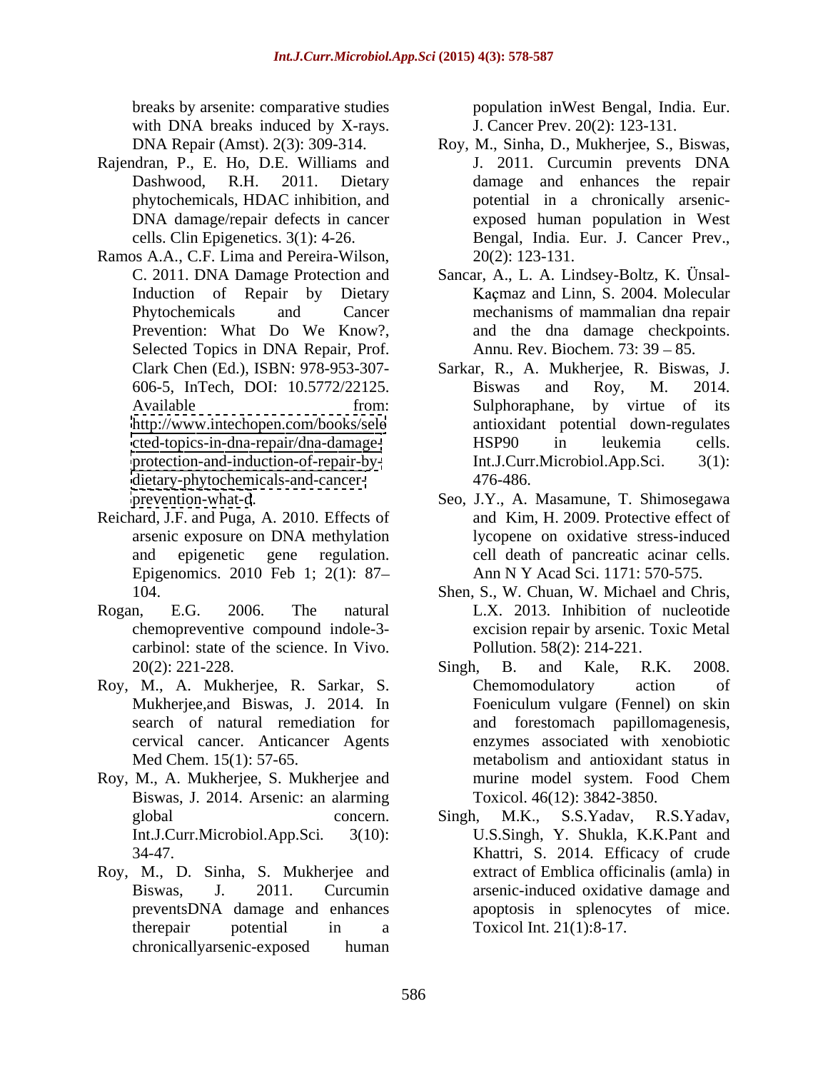breaks by arsenite: comparative studies with DNA breaks induced by X-rays. DNA Repair (Amst). 2(3): 309-314.

Rajendran, P., E. Ho, D.E. Williams and Dashwood, R.H. 2011. Dietary phytochemicals, HDAC inhibition, and DNA damage/repair defects in cancer cells. Clin Epigenetics. 3(1): 4-26.

Ramos A.A., C.F. Lima and Pereira-Wilson, C. 2011. DNA Damage Protection and Induction of Repair by Dietary Phytochemicals and Cancer Prevention: What Do We Know?, Selected Topics in DNA Repair, Prof. Clark Chen (Ed.), ISBN: 978-953-307-606-5, InTech, DOI: 10.5772/22125. Available from: http://www.intechopen.com/books/selected-topics-in-dna-repair/dna-damage-protection-and-induction-of-repair-by-dietary-phytochemicals-and-cancer-prevention-what-d.

Reichard, J.F. and Puga, A. 2010. Effects of arsenic exposure on DNA methylation and epigenetic gene regulation. Epigenomics. 2010 Feb 1; 2(1): 87–104.

Rogan, E.G. 2006. The natural chemopreventive compound indole-3-carbinol: state of the science. In Vivo. 20(2): 221-228.

Roy, M., A. Mukherjee, R. Sarkar, S. Mukherjee,and Biswas, J. 2014. In search of natural remediation for cervical cancer. Anticancer Agents Med Chem. 15(1): 57-65.

Roy, M., A. Mukherjee, S. Mukherjee and Biswas, J. 2014. Arsenic: an alarming global concern. Int.J.Curr.Microbiol.App.Sci. 3(10): 34-47.

Roy, M., D. Sinha, S. Mukherjee and Biswas, J. 2011. Curcumin preventsDNA damage and enhances therepair potential in a chronicallyarsenic-exposed human population inWest Bengal, India. Eur. J. Cancer Prev. 20(2): 123-131.

Roy, M., Sinha, D., Mukherjee, S., Biswas, J. 2011. Curcumin prevents DNA damage and enhances the repair potential in a chronically arsenic-exposed human population in West Bengal, India. Eur. J. Cancer Prev., 20(2): 123-131.

Sancar, A., L. A. Lindsey-Boltz, K. Ünsal-Kaçmaz and Linn, S. 2004. Molecular mechanisms of mammalian dna repair and the dna damage checkpoints. Annu. Rev. Biochem. 73: 39 – 85.

Sarkar, R., A. Mukherjee, R. Biswas, J. Biswas and Roy, M. 2014. Sulphoraphane, by virtue of its antioxidant potential down-regulates HSP90 in leukemia cells. Int.J.Curr.Microbiol.App.Sci. 3(1): 476-486.

Seo, J.Y., A. Masamune, T. Shimosegawa and Kim, H. 2009. Protective effect of lycopene on oxidative stress-induced cell death of pancreatic acinar cells. Ann N Y Acad Sci. 1171: 570-575.

Shen, S., W. Chuan, W. Michael and Chris, L.X. 2013. Inhibition of nucleotide excision repair by arsenic. Toxic Metal Pollution. 58(2): 214-221.

Singh, B. and Kale, R.K. 2008. Chemomodulatory action of Foeniculum vulgare (Fennel) on skin and forestomach papillomagenesis, enzymes associated with xenobiotic metabolism and antioxidant status in murine model system. Food Chem Toxicol. 46(12): 3842-3850.

Singh, M.K., S.S.Yadav, R.S.Yadav, U.S.Singh, Y. Shukla, K.K.Pant and Khattri, S. 2014. Efficacy of crude extract of Emblica officinalis (amla) in arsenic-induced oxidative damage and apoptosis in splenocytes of mice. Toxicol Int. 21(1):8-17.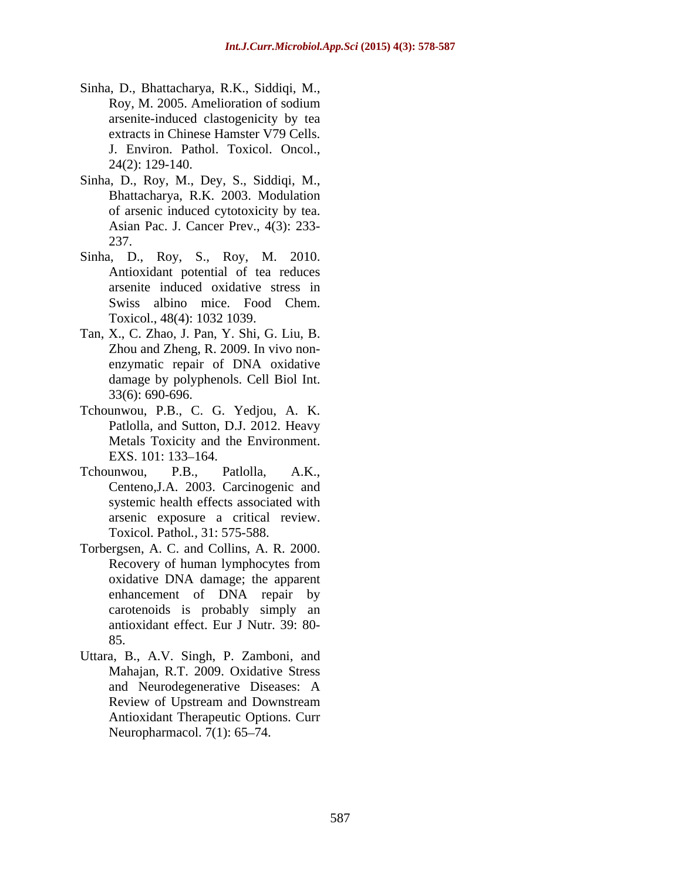- Sinha, D., Bhattacharya, R.K., Siddiqi, M., Roy, M. 2005. Amelioration of sodium arsenite-induced clastogenicity by tea extracts in Chinese Hamster V79 Cells. J. Environ. Pathol. Toxicol. Oncol., 24(2): 129-140.
- Sinha, D., Roy, M., Dey, S., Siddiqi, M., Bhattacharya, R.K. 2003. Modulation of arsenic induced cytotoxicity by tea. Asian Pac. J. Cancer Prev., 4(3): 233-237.
- Sinha, D., Roy, S., Roy, M. 2010. Antioxidant potential of tea reduces arsenite induced oxidative stress in Swiss albino mice. Food Chem. Toxicol., 48(4): 1032 1039.
- Tan, X., C. Zhao, J. Pan, Y. Shi, G. Liu, B. Zhou and Zheng, R. 2009. In vivo non-enzymatic repair of DNA oxidative damage by polyphenols. Cell Biol Int. 33(6): 690-696.
- Tchounwou, P.B., C. G. Yedjou, A. K. Patlolla, and Sutton, D.J. 2012. Heavy Metals Toxicity and the Environment. EXS. 101: 133–164.
- Tchounwou, P.B., Patlolla, A.K., Centeno,J.A. 2003. Carcinogenic and systemic health effects associated with arsenic exposure a critical review. Toxicol. Pathol., 31: 575-588.
- Torbergsen, A. C. and Collins, A. R. 2000. Recovery of human lymphocytes from oxidative DNA damage; the apparent enhancement of DNA repair by carotenoids is probably simply an antioxidant effect. Eur J Nutr. 39: 80-85.
- Uttara, B., A.V. Singh, P. Zamboni, and Mahajan, R.T. 2009. Oxidative Stress and Neurodegenerative Diseases: A Review of Upstream and Downstream Antioxidant Therapeutic Options. Curr Neuropharmacol. 7(1): 65–74.